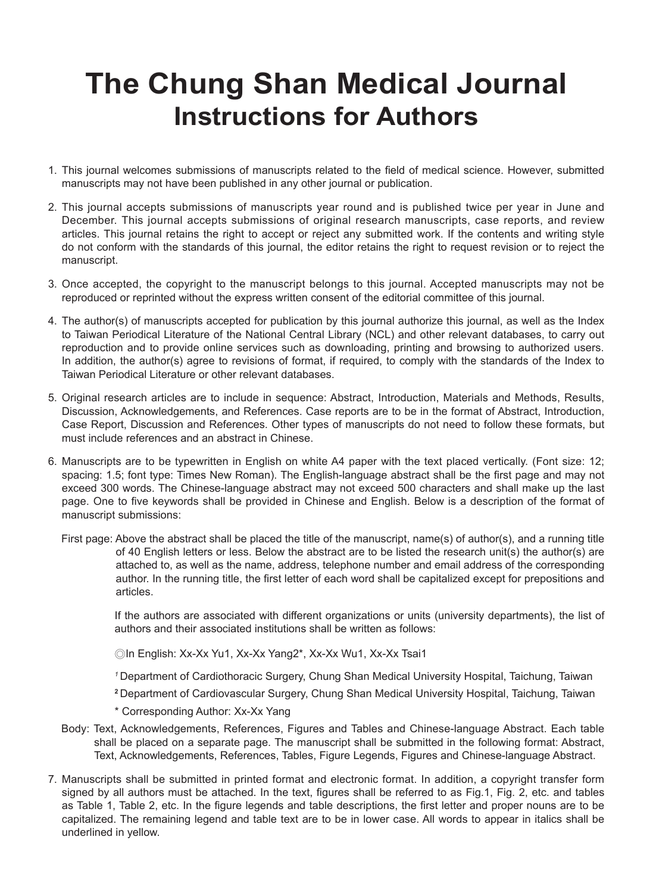# The Chung Shan Medical Journal
## Instructions for Authors

1. This journal welcomes submissions of manuscripts related to the field of medical science. However, submitted manuscripts may not have been published in any other journal or publication.

2. This journal accepts submissions of manuscripts year round and is published twice per year in June and December. This journal accepts submissions of original research manuscripts, case reports, and review articles. This journal retains the right to accept or reject any submitted work. If the contents and writing style do not conform with the standards of this journal, the editor retains the right to request revision or to reject the manuscript.

3. Once accepted, the copyright to the manuscript belongs to this journal. Accepted manuscripts may not be reproduced or reprinted without the express written consent of the editorial committee of this journal.

4. The author(s) of manuscripts accepted for publication by this journal authorize this journal, as well as the Index to Taiwan Periodical Literature of the National Central Library (NCL) and other relevant databases, to carry out reproduction and to provide online services such as downloading, printing and browsing to authorized users. In addition, the author(s) agree to revisions of format, if required, to comply with the standards of the Index to Taiwan Periodical Literature or other relevant databases.

5. Original research articles are to include in sequence: Abstract, Introduction, Materials and Methods, Results, Discussion, Acknowledgements, and References. Case reports are to be in the format of Abstract, Introduction, Case Report, Discussion and References. Other types of manuscripts do not need to follow these formats, but must include references and an abstract in Chinese.

6. Manuscripts are to be typewritten in English on white A4 paper with the text placed vertically. (Font size: 12; spacing: 1.5; font type: Times New Roman). The English-language abstract shall be the first page and may not exceed 300 words. The Chinese-language abstract may not exceed 500 characters and shall make up the last page. One to five keywords shall be provided in Chinese and English. Below is a description of the format of manuscript submissions:

   First page: Above the abstract shall be placed the title of the manuscript, name(s) of author(s), and a running title of 40 English letters or less. Below the abstract are to be listed the research unit(s) the author(s) are attached to, as well as the name, address, telephone number and email address of the corresponding author. In the running title, the first letter of each word shall be capitalized except for prepositions and articles.

   If the authors are associated with different organizations or units (university departments), the list of authors and their associated institutions shall be written as follows:

   ◎In English: Xx-Xx Yu1, Xx-Xx Yang2*, Xx-Xx Wu1, Xx-Xx Tsai1

   [1] Department of Cardiothoracic Surgery, Chung Shan Medical University Hospital, Taichung, Taiwan

   [2] Department of Cardiovascular Surgery, Chung Shan Medical University Hospital, Taichung, Taiwan

   * Corresponding Author: Xx-Xx Yang

   Body: Text, Acknowledgements, References, Figures and Tables and Chinese-language Abstract. Each table shall be placed on a separate page. The manuscript shall be submitted in the following format: Abstract, Text, Acknowledgements, References, Tables, Figure Legends, Figures and Chinese-language Abstract.

7. Manuscripts shall be submitted in printed format and electronic format. In addition, a copyright transfer form signed by all authors must be attached. In the text, figures shall be referred to as Fig.1, Fig. 2, etc. and tables as Table 1, Table 2, etc. In the figure legends and table descriptions, the first letter and proper nouns are to be capitalized. The remaining legend and table text are to be in lower case. All words to appear in italics shall be underlined in yellow.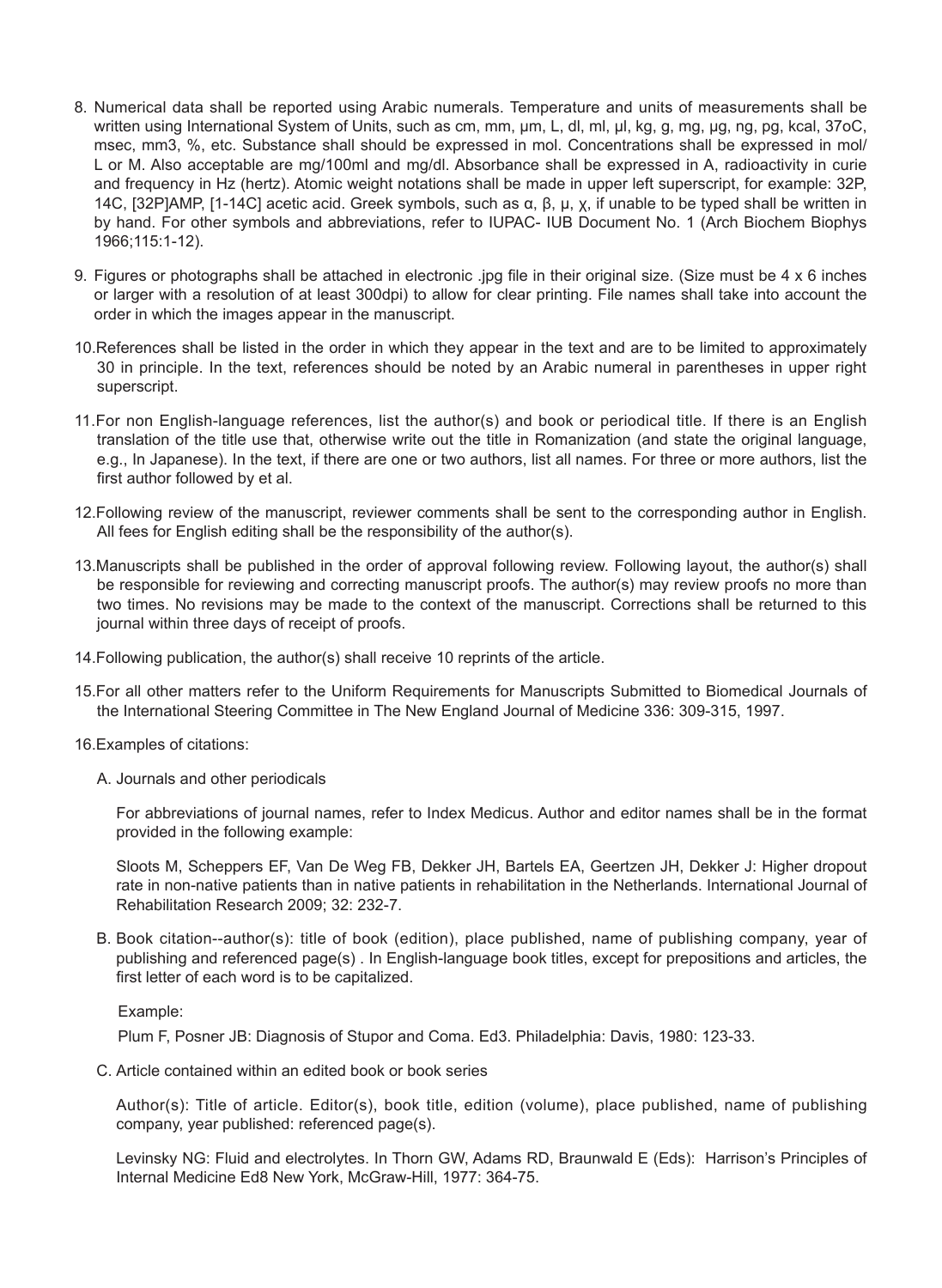8. Numerical data shall be reported using Arabic numerals. Temperature and units of measurements shall be written using International System of Units, such as cm, mm, μm, L, dl, ml, μl, kg, g, mg, μg, ng, pg, kcal, 37oC, msec, mm3, %, etc. Substance shall should be expressed in mol. Concentrations shall be expressed in mol/L or M. Also acceptable are mg/100ml and mg/dl. Absorbance shall be expressed in A, radioactivity in curie and frequency in Hz (hertz). Atomic weight notations shall be made in upper left superscript, for example: 32P, 14C, [32P]AMP, [1-14C] acetic acid. Greek symbols, such as α, β, μ, χ, if unable to be typed shall be written in by hand. For other symbols and abbreviations, refer to IUPAC- IUB Document No. 1 (Arch Biochem Biophys 1966;115:1-12).

9. Figures or photographs shall be attached in electronic .jpg file in their original size. (Size must be 4 x 6 inches or larger with a resolution of at least 300dpi) to allow for clear printing. File names shall take into account the order in which the images appear in the manuscript.

10. References shall be listed in the order in which they appear in the text and are to be limited to approximately 30 in principle. In the text, references should be noted by an Arabic numeral in parentheses in upper right superscript.

11. For non English-language references, list the author(s) and book or periodical title. If there is an English translation of the title use that, otherwise write out the title in Romanization (and state the original language, e.g., In Japanese). In the text, if there are one or two authors, list all names. For three or more authors, list the first author followed by et al.

12. Following review of the manuscript, reviewer comments shall be sent to the corresponding author in English. All fees for English editing shall be the responsibility of the author(s).

13. Manuscripts shall be published in the order of approval following review. Following layout, the author(s) shall be responsible for reviewing and correcting manuscript proofs. The author(s) may review proofs no more than two times. No revisions may be made to the context of the manuscript. Corrections shall be returned to this journal within three days of receipt of proofs.

14. Following publication, the author(s) shall receive 10 reprints of the article.

15. For all other matters refer to the Uniform Requirements for Manuscripts Submitted to Biomedical Journals of the International Steering Committee in The New England Journal of Medicine 336: 309-315, 1997.

16. Examples of citations:

   A. Journals and other periodicals

   For abbreviations of journal names, refer to Index Medicus. Author and editor names shall be in the format provided in the following example:

   Sloots M, Scheppers EF, Van De Weg FB, Dekker JH, Bartels EA, Geertzen JH, Dekker J: Higher dropout rate in non-native patients than in native patients in rehabilitation in the Netherlands. International Journal of Rehabilitation Research 2009; 32: 232-7.

   B. Book citation--author(s): title of book (edition), place published, name of publishing company, year of publishing and referenced page(s) . In English-language book titles, except for prepositions and articles, the first letter of each word is to be capitalized.

   Example:

   Plum F, Posner JB: Diagnosis of Stupor and Coma. Ed3. Philadelphia: Davis, 1980: 123-33.

   C. Article contained within an edited book or book series

   Author(s): Title of article. Editor(s), book title, edition (volume), place published, name of publishing company, year published: referenced page(s).

   Levinsky NG: Fluid and electrolytes. In Thorn GW, Adams RD, Braunwald E (Eds): Harrison's Principles of Internal Medicine Ed8 New York, McGraw-Hill, 1977: 364-75.